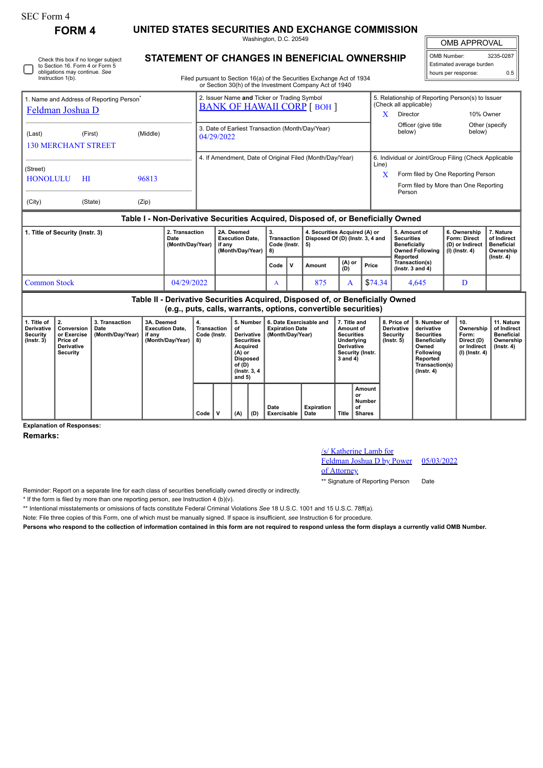SEC Form 4

**FORM 4**

# UNITED STATES SECURITIES AND EXCHANGE COMMISSION

Washington, D.C. 20549

## STATEMENT OF CHANGES IN BENEFICIAL OWNERSHIP

Filed pursuant to Section 16(a) of the Securities Exchange Act of 1934 or Section 30(h) of the Investment Company Act of 1940

| OMB APPROVAL | |
|---|---|
| OMB Number: | 3235-0287 |
| Estimated average burden | |
| hours per response: | 0.5 |

☐ Check this box if no longer subject to Section 16. Form 4 or Form 5 obligations may continue. *See* Instruction 1(b).

| 1. Name and Address of Reporting Person* | 2. Issuer Name and Ticker or Trading Symbol | 5. Relationship of Reporting Person(s) to Issuer (Check all applicable) |
|---|---|---|
| Feldman Joshua D | BANK OF HAWAII CORP [ BOH ] | X Director; 10% Owner; Officer (give title below); Other (specify below) |
| (Last) (First) (Middle) 130 MERCHANT STREET | 3. Date of Earliest Transaction (Month/Day/Year) 04/29/2022 | |
| (Street) HONOLULU HI 96813 | 4. If Amendment, Date of Original Filed (Month/Day/Year) | 6. Individual or Joint/Group Filing (Check Applicable Line) X Form filed by One Reporting Person; Form filed by More than One Reporting Person |
| (City) (State) (Zip) | | |

### Table I - Non-Derivative Securities Acquired, Disposed of, or Beneficially Owned

| 1. Title of Security (Instr. 3) | 2. Transaction Date (Month/Day/Year) | 2A. Deemed Execution Date, if any (Month/Day/Year) | 3. Transaction Code (Instr. 8) | | 4. Securities Acquired (A) or Disposed Of (D) (Instr. 3, 4 and 5) | | | 5. Amount of Securities Beneficially Owned Following Reported Transaction(s) (Instr. 3 and 4) | 6. Ownership Form: Direct (D) or Indirect (I) (Instr. 4) | 7. Nature of Indirect Beneficial Ownership (Instr. 4) |
|---|---|---|---|---|---|---|---|---|---|---|
| | | | Code | V | Amount | (A) or (D) | Price | | | |
| Common Stock | 04/29/2022 | | A | | 875 | A | $74.34 | 4,645 | D | |

### Table II - Derivative Securities Acquired, Disposed of, or Beneficially Owned (e.g., puts, calls, warrants, options, convertible securities)

| 1. Title of Derivative Security (Instr. 3) | 2. Conversion or Exercise Price of Derivative Security | 3. Transaction Date (Month/Day/Year) | 3A. Deemed Execution Date, if any (Month/Day/Year) | 4. Transaction Code (Instr. 8) | | 5. Number of Derivative Securities Acquired (A) or Disposed of (D) (Instr. 3, 4 and 5) | | 6. Date Exercisable and Expiration Date (Month/Day/Year) | | 7. Title and Amount of Securities Underlying Derivative Security (Instr. 3 and 4) | | 8. Price of Derivative Security (Instr. 5) | 9. Number of derivative Securities Beneficially Owned Following Reported Transaction(s) (Instr. 4) | 10. Ownership Form: Direct (D) or Indirect (I) (Instr. 4) | 11. Nature of Indirect Beneficial Ownership (Instr. 4) |
|---|---|---|---|---|---|---|---|---|---|---|---|---|---|---|---|
| | | | | Code | V | (A) | (D) | Date Exercisable | Expiration Date | Title | Amount or Number of Shares | | | | |

**Explanation of Responses:**

**Remarks:**

/s/ Katherine Lamb for Feldman Joshua D by Power of Attorney — 05/03/2022

** Signature of Reporting Person — Date

Reminder: Report on a separate line for each class of securities beneficially owned directly or indirectly.

* If the form is filed by more than one reporting person, *see* Instruction 4 (b)(v).

** Intentional misstatements or omissions of facts constitute Federal Criminal Violations *See* 18 U.S.C. 1001 and 15 U.S.C. 78ff(a).

Note: File three copies of this Form, one of which must be manually signed. If space is insufficient, *see* Instruction 6 for procedure.

**Persons who respond to the collection of information contained in this form are not required to respond unless the form displays a currently valid OMB Number.**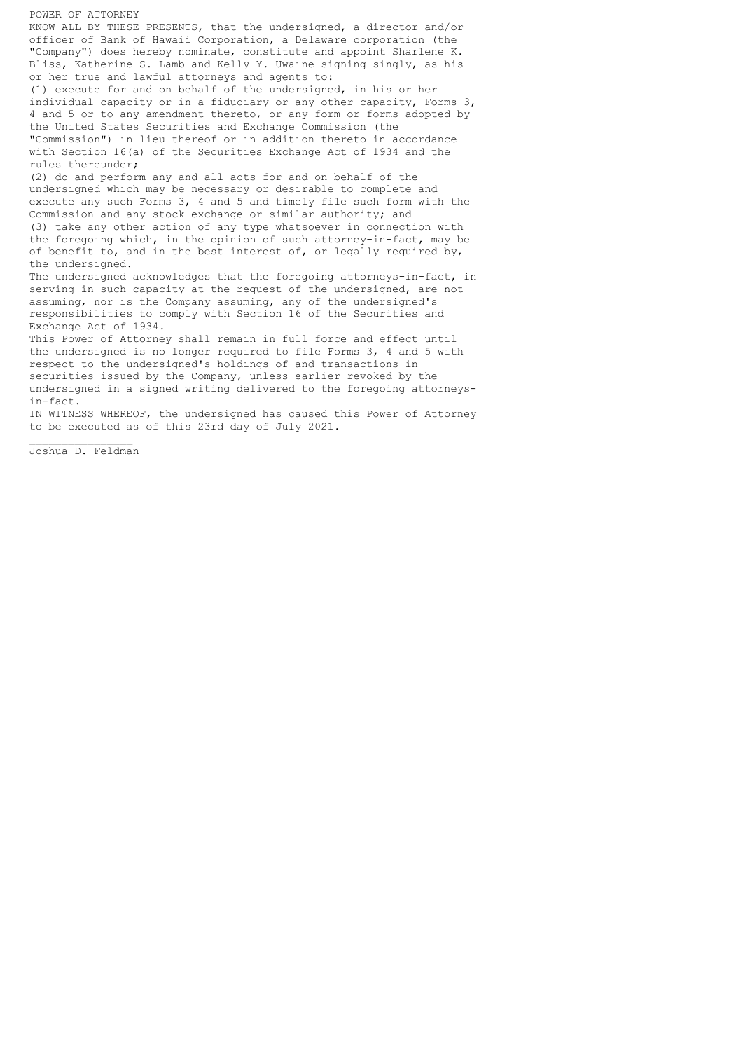# POWER OF ATTORNEY

KNOW ALL BY THESE PRESENTS, that the undersigned, a director and/or officer of Bank of Hawaii Corporation, a Delaware corporation (the "Company") does hereby nominate, constitute and appoint Sharlene K. Bliss, Katherine S. Lamb and Kelly Y. Uwaine signing singly, as his or her true and lawful attorneys and agents to:

(1) execute for and on behalf of the undersigned, in his or her individual capacity or in a fiduciary or any other capacity, Forms 3, 4 and 5 or to any amendment thereto, or any form or forms adopted by the United States Securities and Exchange Commission (the "Commission") in lieu thereof or in addition thereto in accordance with Section 16(a) of the Securities Exchange Act of 1934 and the rules thereunder;

(2) do and perform any and all acts for and on behalf of the undersigned which may be necessary or desirable to complete and execute any such Forms 3, 4 and 5 and timely file such form with the Commission and any stock exchange or similar authority; and

(3) take any other action of any type whatsoever in connection with the foregoing which, in the opinion of such attorney-in-fact, may be of benefit to, and in the best interest of, or legally required by, the undersigned.

The undersigned acknowledges that the foregoing attorneys-in-fact, in serving in such capacity at the request of the undersigned, are not assuming, nor is the Company assuming, any of the undersigned's responsibilities to comply with Section 16 of the Securities and Exchange Act of 1934.

This Power of Attorney shall remain in full force and effect until the undersigned is no longer required to file Forms 3, 4 and 5 with respect to the undersigned's holdings of and transactions in securities issued by the Company, unless earlier revoked by the undersigned in a signed writing delivered to the foregoing attorneys-in-fact.

IN WITNESS WHEREOF, the undersigned has caused this Power of Attorney to be executed as of this 23rd day of July 2021.

\_\_\_\_\_\_\_\_\_\_\_\_\_\_\_\_

Joshua D. Feldman